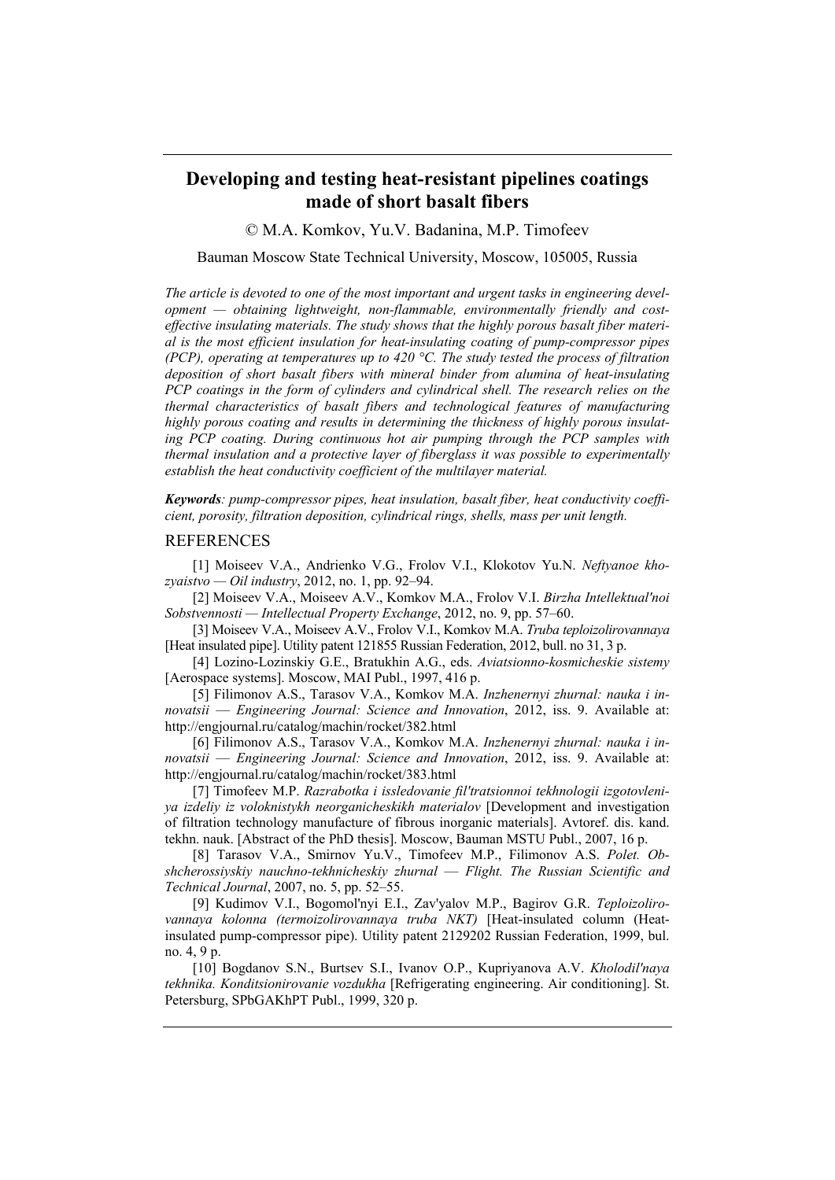# Developing and testing heat-resistant pipelines coatings made of short basalt fibers

© M.A. Komkov, Yu.V. Badanina, M.P. Timofeev

Bauman Moscow State Technical University, Moscow, 105005, Russia

*The article is devoted to one of the most important and urgent tasks in engineering development — obtaining lightweight, non-flammable, environmentally friendly and cost-effective insulating materials. The study shows that the highly porous basalt fiber material is the most efficient insulation for heat-insulating coating of pump-compressor pipes (PCP), operating at temperatures up to 420 °C. The study tested the process of filtration deposition of short basalt fibers with mineral binder from alumina of heat-insulating PCP coatings in the form of cylinders and cylindrical shell. The research relies on the thermal characteristics of basalt fibers and technological features of manufacturing highly porous coating and results in determining the thickness of highly porous insulating PCP coating. During continuous hot air pumping through the PCP samples with thermal insulation and a protective layer of fiberglass it was possible to experimentally establish the heat conductivity coefficient of the multilayer material.*

***Keywords****: pump-compressor pipes, heat insulation, basalt fiber, heat conductivity coefficient, porosity, filtration deposition, cylindrical rings, shells, mass per unit length.*

## REFERENCES

[1] Moiseev V.A., Andrienko V.G., Frolov V.I., Klokotov Yu.N. *Neftyanoe khozyaistvo — Oil industry*, 2012, no. 1, pp. 92–94.

[2] Moiseev V.A., Moiseev A.V., Komkov M.A., Frolov V.I. *Birzha Intellektual'noi Sobstvennosti — Intellectual Property Exchange*, 2012, no. 9, pp. 57–60.

[3] Moiseev V.A., Moiseev A.V., Frolov V.I., Komkov M.A. *Truba teploizolirovannaya* [Heat insulated pipe]. Utility patent 121855 Russian Federation, 2012, bull. no 31, 3 p.

[4] Lozino-Lozinskiy G.E., Bratukhin A.G., eds. *Aviatsionno-kosmicheskie sistemy* [Aerospace systems]. Moscow, MAI Publ., 1997, 416 p.

[5] Filimonov A.S., Tarasov V.A., Komkov M.A. *Inzhenernyi zhurnal: nauka i innovatsii — Engineering Journal: Science and Innovation*, 2012, iss. 9. Available at: http://engjournal.ru/catalog/machin/rocket/382.html

[6] Filimonov A.S., Tarasov V.A., Komkov M.A. *Inzhenernyi zhurnal: nauka i innovatsii — Engineering Journal: Science and Innovation*, 2012, iss. 9. Available at: http://engjournal.ru/catalog/machin/rocket/383.html

[7] Timofeev M.P. *Razrabotka i issledovanie fil'tratsionnoi tekhnologii izgotovleniya izdeliy iz voloknistykh neorganicheskikh materialov* [Development and investigation of filtration technology manufacture of fibrous inorganic materials]. Avtoref. dis. kand. tekhn. nauk. [Abstract of the PhD thesis]. Moscow, Bauman MSTU Publ., 2007, 16 p.

[8] Tarasov V.A., Smirnov Yu.V., Timofeev M.P., Filimonov A.S. *Polet. Obshcherossiyskiy nauchno-tekhnicheskiy zhurnal — Flight. The Russian Scientific and Technical Journal*, 2007, no. 5, pp. 52–55.

[9] Kudimov V.I., Bogomol'nyi E.I., Zav'yalov M.P., Bagirov G.R. *Teploizolirovannaya kolonna (termoizolirovannaya truba NKT)* [Heat-insulated column (Heat-insulated pump-compressor pipe). Utility patent 2129202 Russian Federation, 1999, bul. no. 4, 9 p.

[10] Bogdanov S.N., Burtsev S.I., Ivanov O.P., Kupriyanova A.V. *Kholodil'naya tekhnika. Konditsionirovanie vozdukha* [Refrigerating engineering. Air conditioning]. St. Petersburg, SPbGAKhPT Publ., 1999, 320 p.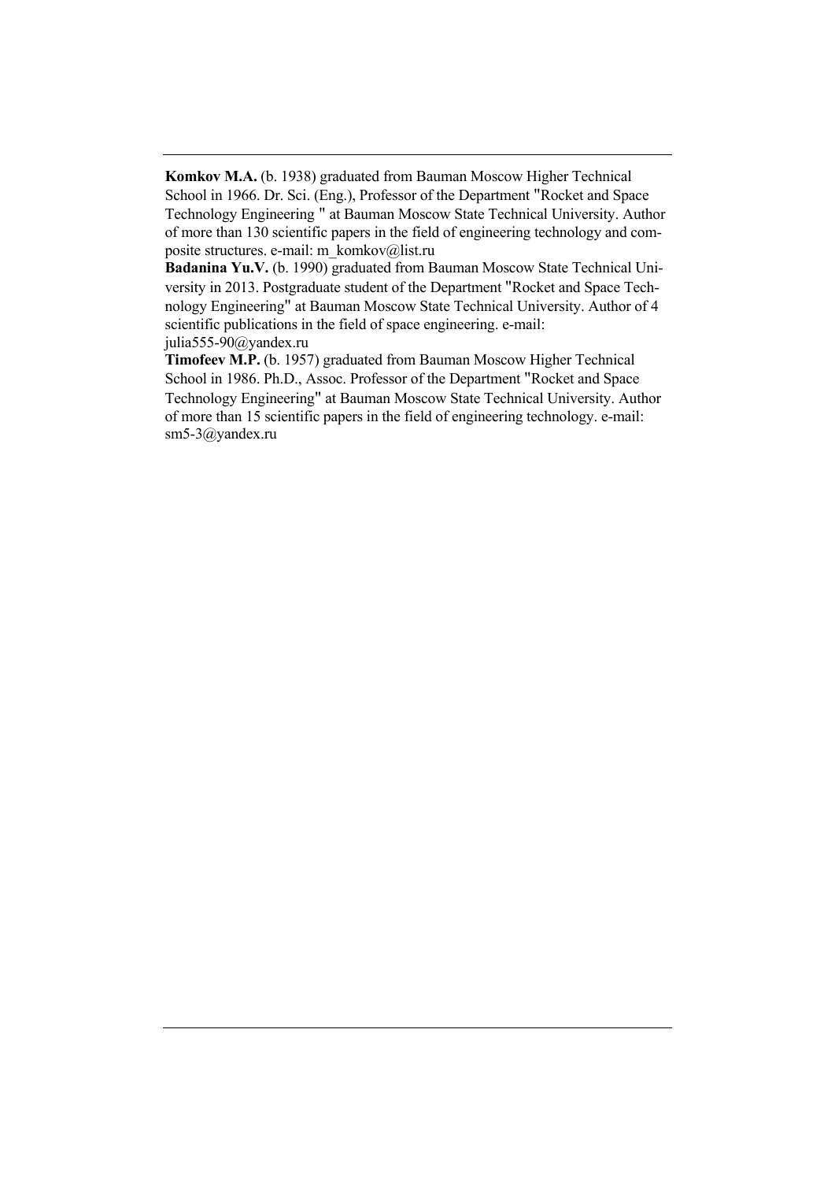**Komkov M.A.** (b. 1938) graduated from Bauman Moscow Higher Technical School in 1966. Dr. Sci. (Eng.), Professor of the Department "Rocket and Space Technology Engineering " at Bauman Moscow State Technical University. Author of more than 130 scientific papers in the field of engineering technology and composite structures. e-mail: m_komkov@list.ru

**Badanina Yu.V.** (b. 1990) graduated from Bauman Moscow State Technical University in 2013. Postgraduate student of the Department "Rocket and Space Technology Engineering" at Bauman Moscow State Technical University. Author of 4 scientific publications in the field of space engineering. e-mail: julia555-90@yandex.ru

**Timofeev M.P.** (b. 1957) graduated from Bauman Moscow Higher Technical School in 1986. Ph.D., Assoc. Professor of the Department "Rocket and Space Technology Engineering" at Bauman Moscow State Technical University. Author of more than 15 scientific papers in the field of engineering technology. e-mail: sm5-3@yandex.ru